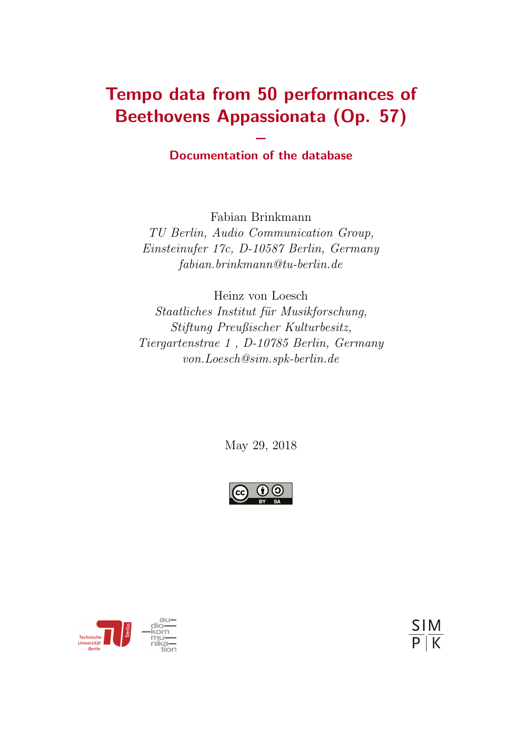# Tempo data from 50 performances of Beethovens Appassionata (Op. 57)

## –

## Documentation of the database

Fabian Brinkmann
*TU Berlin, Audio Communication Group,*
*Einsteinufer 17c, D-10587 Berlin, Germany*
*fabian.brinkmann@tu-berlin.de*

Heinz von Loesch
*Staatliches Institut für Musikforschung,*
*Stiftung Preußischer Kulturbesitz,*
*Tiergartenstrae 1 , D-10785 Berlin, Germany*
*von.Loesch@sim.spk-berlin.de*

May 29, 2018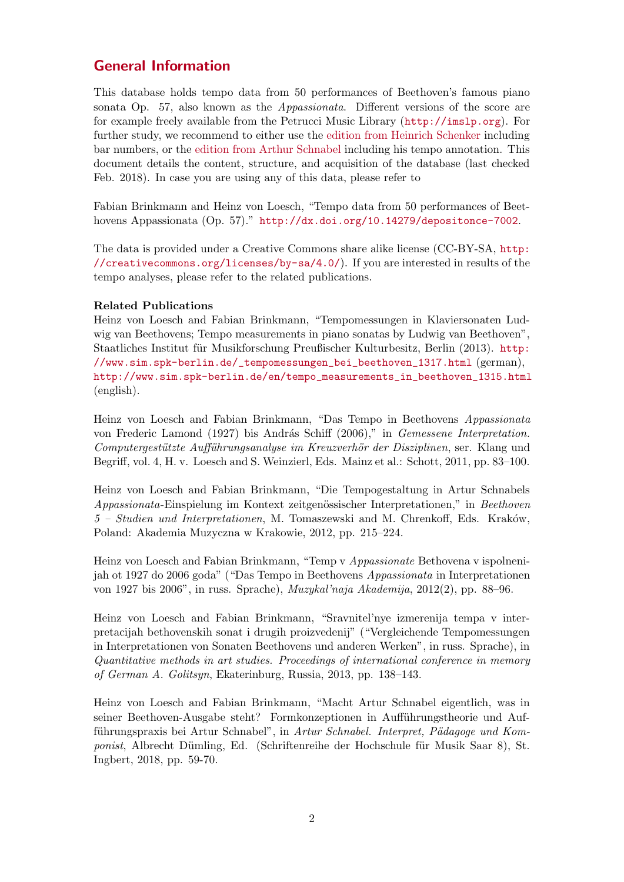## General Information

This database holds tempo data from 50 performances of Beethoven's famous piano sonata Op. 57, also known as the *Appassionata*. Different versions of the score are for example freely available from the Petrucci Music Library (http://imslp.org). For further study, we recommend to either use the edition from Heinrich Schenker including bar numbers, or the edition from Arthur Schnabel including his tempo annotation. This document details the content, structure, and acquisition of the database (last checked Feb. 2018). In case you are using any of this data, please refer to

Fabian Brinkmann and Heinz von Loesch, "Tempo data from 50 performances of Beethovens Appassionata (Op. 57)." http://dx.doi.org/10.14279/depositonce-7002.

The data is provided under a Creative Commons share alike license (CC-BY-SA, http://creativecommons.org/licenses/by-sa/4.0/). If you are interested in results of the tempo analyses, please refer to the related publications.

**Related Publications**

Heinz von Loesch and Fabian Brinkmann, "Tempomessungen in Klaviersonaten Ludwig van Beethovens; Tempo measurements in piano sonatas by Ludwig van Beethoven", Staatliches Institut für Musikforschung Preußischer Kulturbesitz, Berlin (2013). http://www.sim.spk-berlin.de/_tempomessungen_bei_beethoven_1317.html (german), http://www.sim.spk-berlin.de/en/tempo_measurements_in_beethoven_1315.html (english).

Heinz von Loesch and Fabian Brinkmann, "Das Tempo in Beethovens *Appassionata* von Frederic Lamond (1927) bis András Schiff (2006)," in *Gemessene Interpretation. Computergestützte Aufführungsanalyse im Kreuzverhör der Disziplinen*, ser. Klang und Begriff, vol. 4, H. v. Loesch and S. Weinzierl, Eds. Mainz et al.: Schott, 2011, pp. 83–100.

Heinz von Loesch and Fabian Brinkmann, "Die Tempogestaltung in Artur Schnabels *Appassionata*-Einspielung im Kontext zeitgenössischer Interpretationen," in *Beethoven 5 – Studien und Interpretationen*, M. Tomaszewski and M. Chrenkoff, Eds. Kraków, Poland: Akademia Muzyczna w Krakowie, 2012, pp. 215–224.

Heinz von Loesch and Fabian Brinkmann, "Temp v *Appassionate* Bethovena v ispolnenijah ot 1927 do 2006 goda" ("Das Tempo in Beethovens *Appassionata* in Interpretationen von 1927 bis 2006", in russ. Sprache), *Muzykal'naja Akademija*, 2012(2), pp. 88–96.

Heinz von Loesch and Fabian Brinkmann, "Sravnitel'nye izmerenija tempa v interpretacijah bethovenskih sonat i drugih proizvedenij" ("Vergleichende Tempomessungen in Interpretationen von Sonaten Beethovens und anderen Werken", in russ. Sprache), in *Quantitative methods in art studies. Proceedings of international conference in memory of German A. Golitsyn*, Ekaterinburg, Russia, 2013, pp. 138–143.

Heinz von Loesch and Fabian Brinkmann, "Macht Artur Schnabel eigentlich, was in seiner Beethoven-Ausgabe steht? Formkonzeptionen in Aufführungstheorie und Aufführungspraxis bei Artur Schnabel", in *Artur Schnabel. Interpret, Pädagoge und Komponist*, Albrecht Dümling, Ed. (Schriftenreihe der Hochschule für Musik Saar 8), St. Ingbert, 2018, pp. 59-70.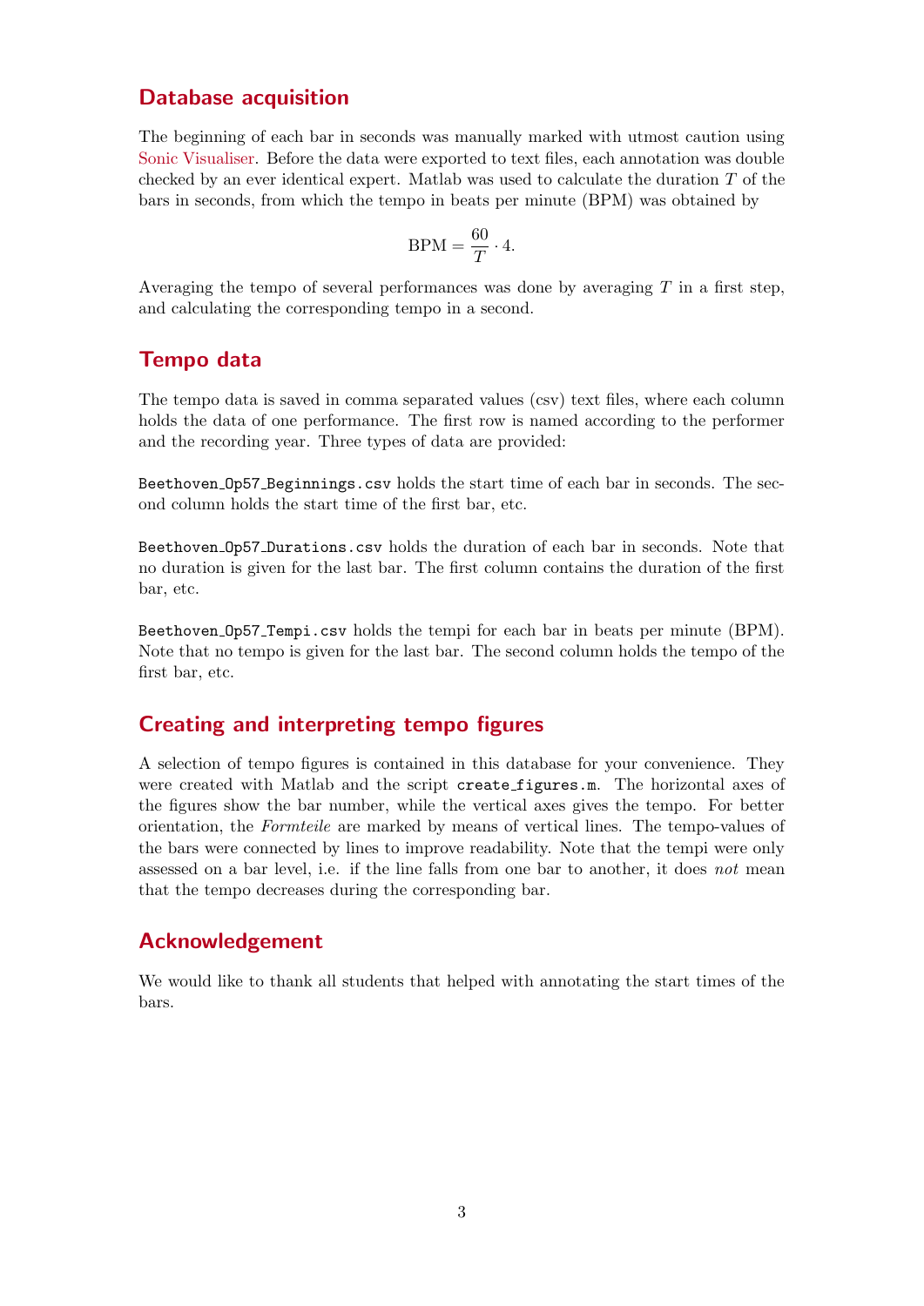## Database acquisition

The beginning of each bar in seconds was manually marked with utmost caution using Sonic Visualiser. Before the data were exported to text files, each annotation was double checked by an ever identical expert. Matlab was used to calculate the duration $T$ of the bars in seconds, from which the tempo in beats per minute (BPM) was obtained by

$$\text{BPM} = \frac{60}{T} \cdot 4.$$

Averaging the tempo of several performances was done by averaging $T$ in a first step, and calculating the corresponding tempo in a second.

## Tempo data

The tempo data is saved in comma separated values (csv) text files, where each column holds the data of one performance. The first row is named according to the performer and the recording year. Three types of data are provided:

`Beethoven_Op57_Beginnings.csv` holds the start time of each bar in seconds. The second column holds the start time of the first bar, etc.

`Beethoven_Op57_Durations.csv` holds the duration of each bar in seconds. Note that no duration is given for the last bar. The first column contains the duration of the first bar, etc.

`Beethoven_Op57_Tempi.csv` holds the tempi for each bar in beats per minute (BPM). Note that no tempo is given for the last bar. The second column holds the tempo of the first bar, etc.

## Creating and interpreting tempo figures

A selection of tempo figures is contained in this database for your convenience. They were created with Matlab and the script `create_figures.m`. The horizontal axes of the figures show the bar number, while the vertical axes gives the tempo. For better orientation, the *Formteile* are marked by means of vertical lines. The tempo-values of the bars were connected by lines to improve readability. Note that the tempi were only assessed on a bar level, i.e. if the line falls from one bar to another, it does *not* mean that the tempo decreases during the corresponding bar.

## Acknowledgement

We would like to thank all students that helped with annotating the start times of the bars.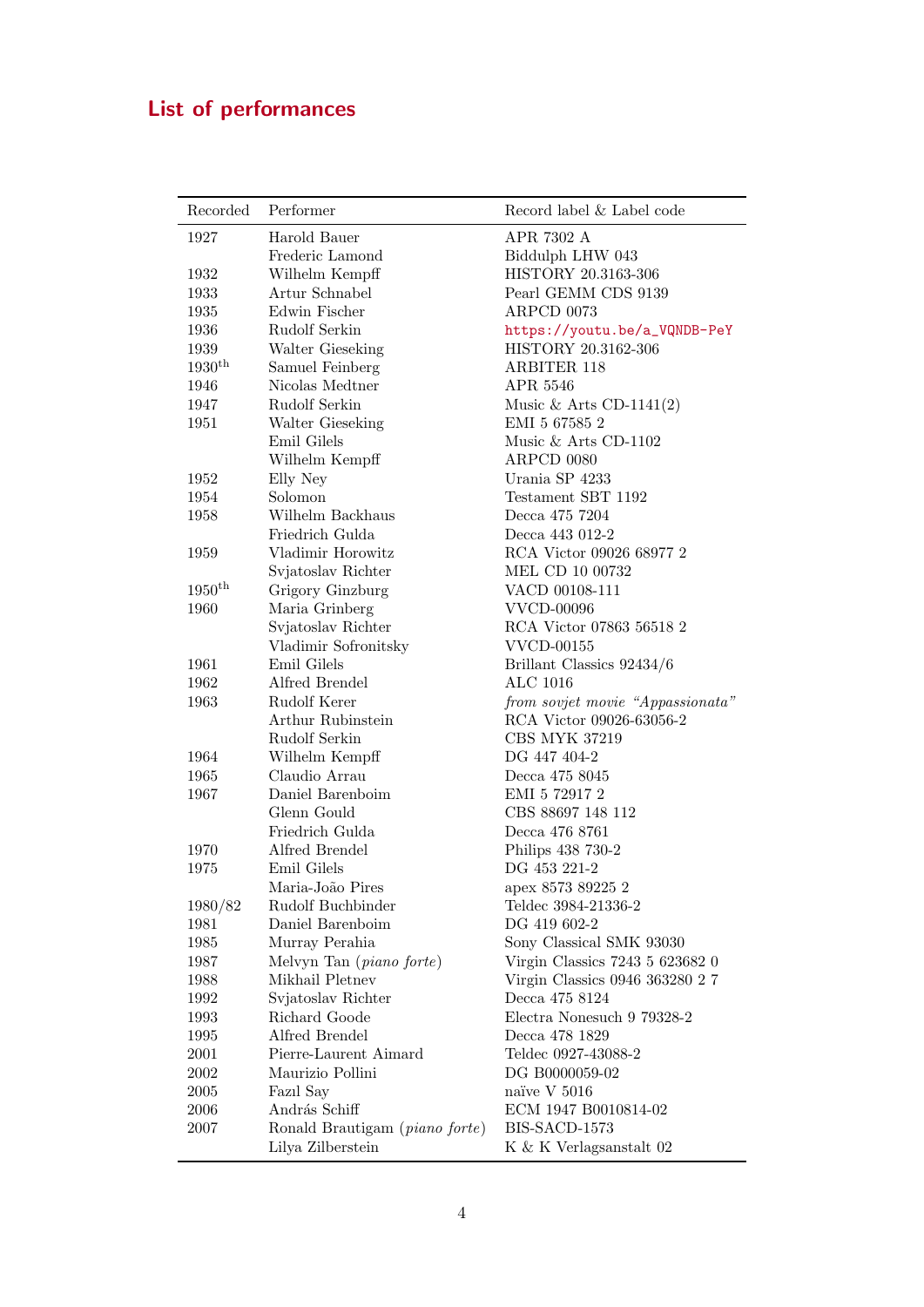## List of performances

| Recorded | Performer | Record label & Label code |
|---|---|---|
| 1927 | Harold Bauer | APR 7302 A |
| | Frederic Lamond | Biddulph LHW 043 |
| 1932 | Wilhelm Kempff | HISTORY 20.3163-306 |
| 1933 | Artur Schnabel | Pearl GEMM CDS 9139 |
| 1935 | Edwin Fischer | ARPCD 0073 |
| 1936 | Rudolf Serkin | https://youtu.be/a_VQNDB-PeY |
| 1939 | Walter Gieseking | HISTORY 20.3162-306 |
| 1930th | Samuel Feinberg | ARBITER 118 |
| 1946 | Nicolas Medtner | APR 5546 |
| 1947 | Rudolf Serkin | Music & Arts CD-1141(2) |
| 1951 | Walter Gieseking | EMI 5 67585 2 |
| | Emil Gilels | Music & Arts CD-1102 |
| | Wilhelm Kempff | ARPCD 0080 |
| 1952 | Elly Ney | Urania SP 4233 |
| 1954 | Solomon | Testament SBT 1192 |
| 1958 | Wilhelm Backhaus | Decca 475 7204 |
| | Friedrich Gulda | Decca 443 012-2 |
| 1959 | Vladimir Horowitz | RCA Victor 09026 68977 2 |
| | Svjatoslav Richter | MEL CD 10 00732 |
| 1950th | Grigory Ginzburg | VACD 00108-111 |
| 1960 | Maria Grinberg | VVCD-00096 |
| | Svjatoslav Richter | RCA Victor 07863 56518 2 |
| | Vladimir Sofronitsky | VVCD-00155 |
| 1961 | Emil Gilels | Brillant Classics 92434/6 |
| 1962 | Alfred Brendel | ALC 1016 |
| 1963 | Rudolf Kerer | *from sovjet movie "Appassionata"* |
| | Arthur Rubinstein | RCA Victor 09026-63056-2 |
| | Rudolf Serkin | CBS MYK 37219 |
| 1964 | Wilhelm Kempff | DG 447 404-2 |
| 1965 | Claudio Arrau | Decca 475 8045 |
| 1967 | Daniel Barenboim | EMI 5 72917 2 |
| | Glenn Gould | CBS 88697 148 112 |
| | Friedrich Gulda | Decca 476 8761 |
| 1970 | Alfred Brendel | Philips 438 730-2 |
| 1975 | Emil Gilels | DG 453 221-2 |
| | Maria-João Pires | apex 8573 89225 2 |
| 1980/82 | Rudolf Buchbinder | Teldec 3984-21336-2 |
| 1981 | Daniel Barenboim | DG 419 602-2 |
| 1985 | Murray Perahia | Sony Classical SMK 93030 |
| 1987 | Melvyn Tan (*piano forte*) | Virgin Classics 7243 5 623682 0 |
| 1988 | Mikhail Pletnev | Virgin Classics 0946 363280 2 7 |
| 1992 | Svjatoslav Richter | Decca 475 8124 |
| 1993 | Richard Goode | Electra Nonesuch 9 79328-2 |
| 1995 | Alfred Brendel | Decca 478 1829 |
| 2001 | Pierre-Laurent Aimard | Teldec 0927-43088-2 |
| 2002 | Maurizio Pollini | DG B0000059-02 |
| 2005 | Fazıl Say | naïve V 5016 |
| 2006 | András Schiff | ECM 1947 B0010814-02 |
| 2007 | Ronald Brautigam (*piano forte*) | BIS-SACD-1573 |
| | Lilya Zilberstein | K & K Verlagsanstalt 02 |